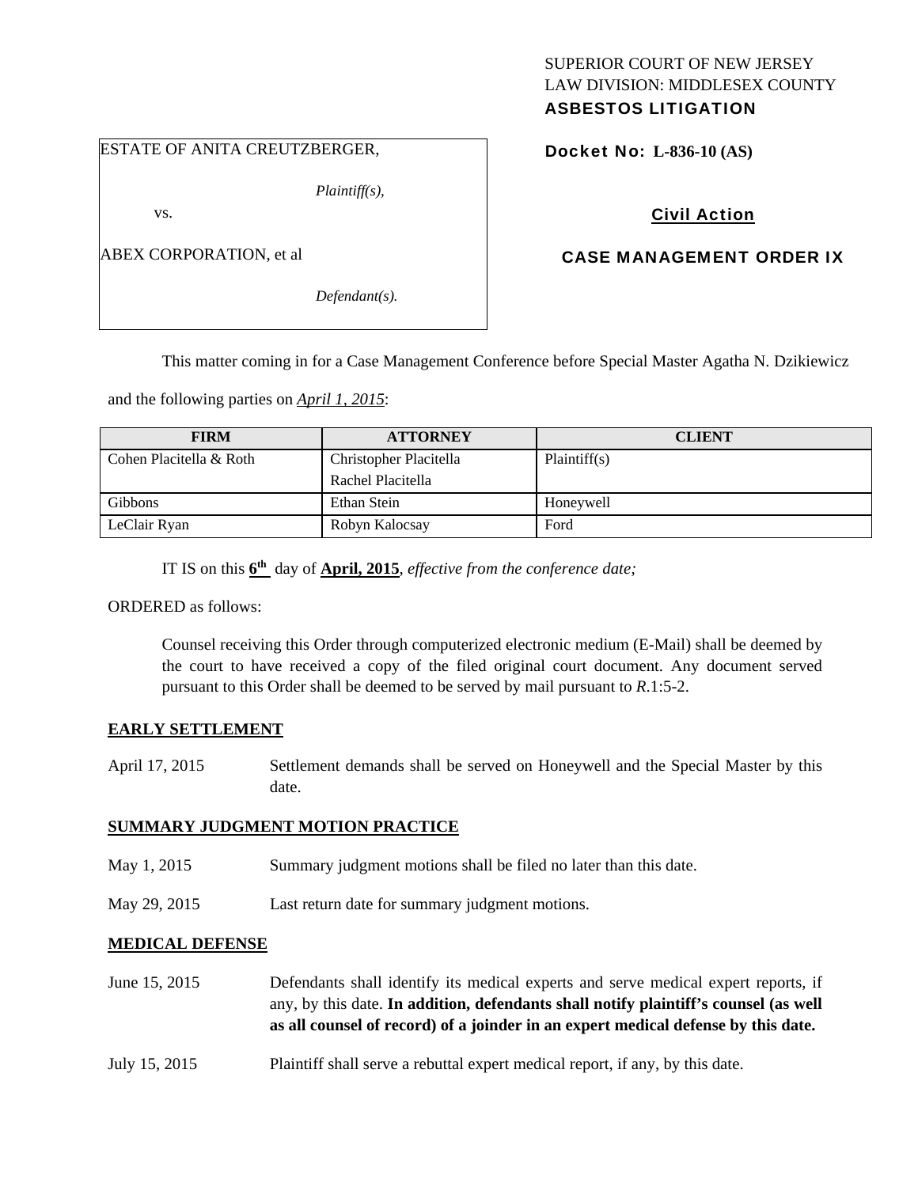SUPERIOR COURT OF NEW JERSEY
LAW DIVISION: MIDDLESEX COUNTY
**ASBESTOS LITIGATION**

ESTATE OF ANITA CREUTZBERGER,

*Plaintiff(s),*

vs.

ABEX CORPORATION, et al

*Defendant(s).*

**Docket No: L-836-10 (AS)**

**Civil Action**

**CASE MANAGEMENT ORDER IX**

This matter coming in for a Case Management Conference before Special Master Agatha N. Dzikiewicz and the following parties on *April 1, 2015*:

| FIRM | ATTORNEY | CLIENT |
|---|---|---|
| Cohen Placitella & Roth | Christopher Placitella<br>Rachel Placitella | Plaintiff(s) |
| Gibbons | Ethan Stein | Honeywell |
| LeClair Ryan | Robyn Kalocsay | Ford |

IT IS on this **6th** day of **April, 2015**, *effective from the conference date;*

ORDERED as follows:

Counsel receiving this Order through computerized electronic medium (E-Mail) shall be deemed by the court to have received a copy of the filed original court document. Any document served pursuant to this Order shall be deemed to be served by mail pursuant to *R*.1:5-2.

**EARLY SETTLEMENT**

April 17, 2015 Settlement demands shall be served on Honeywell and the Special Master by this date.

**SUMMARY JUDGMENT MOTION PRACTICE**

May 1, 2015 Summary judgment motions shall be filed no later than this date.

May 29, 2015 Last return date for summary judgment motions.

**MEDICAL DEFENSE**

June 15, 2015 Defendants shall identify its medical experts and serve medical expert reports, if any, by this date. **In addition, defendants shall notify plaintiff's counsel (as well as all counsel of record) of a joinder in an expert medical defense by this date.**

July 15, 2015 Plaintiff shall serve a rebuttal expert medical report, if any, by this date.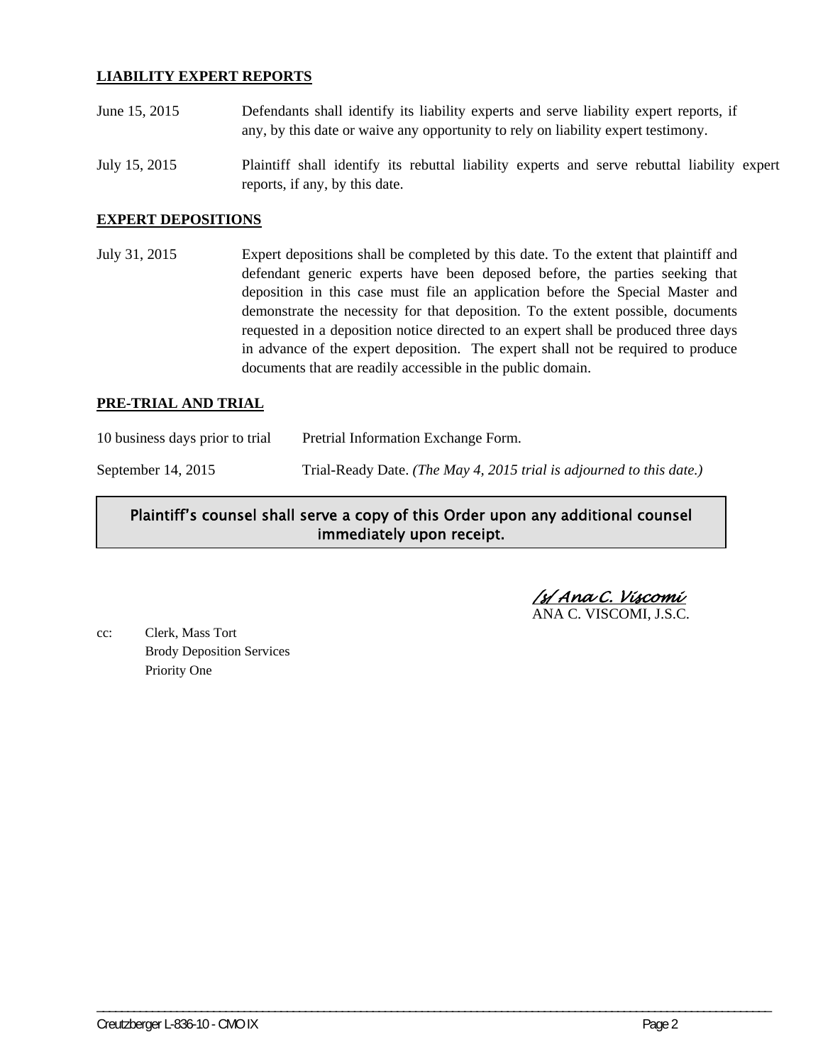**LIABILITY EXPERT REPORTS**

| | |
|---|---|
| June 15, 2015 | Defendants shall identify its liability experts and serve liability expert reports, if any, by this date or waive any opportunity to rely on liability expert testimony. |
| July 15, 2015 | Plaintiff shall identify its rebuttal liability experts and serve rebuttal liability expert reports, if any, by this date. |

**EXPERT DEPOSITIONS**

| | |
|---|---|
| July 31, 2015 | Expert depositions shall be completed by this date. To the extent that plaintiff and defendant generic experts have been deposed before, the parties seeking that deposition in this case must file an application before the Special Master and demonstrate the necessity for that deposition. To the extent possible, documents requested in a deposition notice directed to an expert shall be produced three days in advance of the expert deposition. The expert shall not be required to produce documents that are readily accessible in the public domain. |

**PRE-TRIAL AND TRIAL**

| | |
|---|---|
| 10 business days prior to trial | Pretrial Information Exchange Form. |
| September 14, 2015 | Trial-Ready Date. *(The May 4, 2015 trial is adjourned to this date.)* |

Plaintiff's counsel shall serve a copy of this Order upon any additional counsel immediately upon receipt.

*/s/ Ana C. Viscomi*
ANA C. VISCOMI, J.S.C.

cc: Clerk, Mass Tort
Brody Deposition Services
Priority One